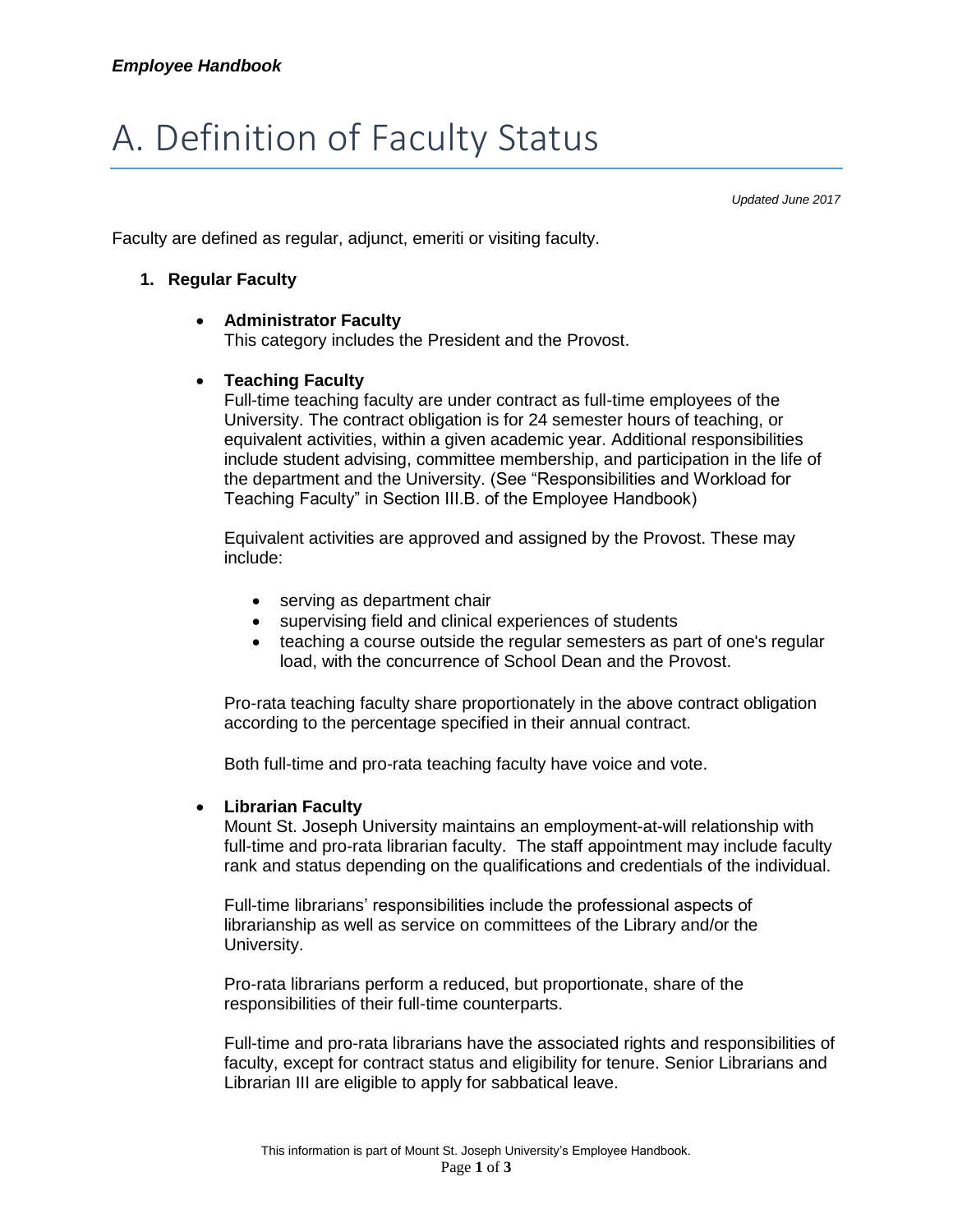*Employee Handbook*

# A. Definition of Faculty Status

*Updated June 2017*

Faculty are defined as regular, adjunct, emeriti or visiting faculty.

1. **Regular Faculty**

   - **Administrator Faculty**
     This category includes the President and the Provost.

   - **Teaching Faculty**
     Full-time teaching faculty are under contract as full-time employees of the University. The contract obligation is for 24 semester hours of teaching, or equivalent activities, within a given academic year. Additional responsibilities include student advising, committee membership, and participation in the life of the department and the University. (See "Responsibilities and Workload for Teaching Faculty" in Section III.B. of the Employee Handbook)

     Equivalent activities are approved and assigned by the Provost. These may include:

     - serving as department chair
     - supervising field and clinical experiences of students
     - teaching a course outside the regular semesters as part of one's regular load, with the concurrence of School Dean and the Provost.

     Pro-rata teaching faculty share proportionately in the above contract obligation according to the percentage specified in their annual contract.

     Both full-time and pro-rata teaching faculty have voice and vote.

   - **Librarian Faculty**
     Mount St. Joseph University maintains an employment-at-will relationship with full-time and pro-rata librarian faculty. The staff appointment may include faculty rank and status depending on the qualifications and credentials of the individual.

     Full-time librarians' responsibilities include the professional aspects of librarianship as well as service on committees of the Library and/or the University.

     Pro-rata librarians perform a reduced, but proportionate, share of the responsibilities of their full-time counterparts.

     Full-time and pro-rata librarians have the associated rights and responsibilities of faculty, except for contract status and eligibility for tenure. Senior Librarians and Librarian III are eligible to apply for sabbatical leave.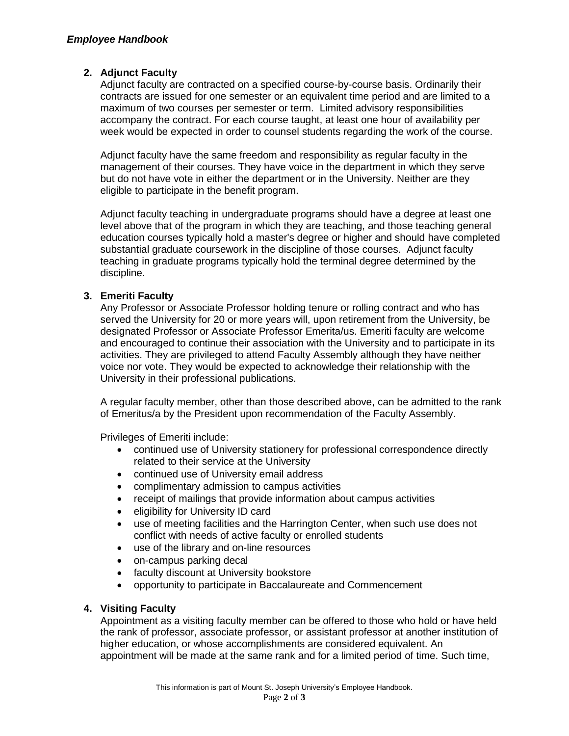2. **Adjunct Faculty**
   Adjunct faculty are contracted on a specified course-by-course basis. Ordinarily their contracts are issued for one semester or an equivalent time period and are limited to a maximum of two courses per semester or term. Limited advisory responsibilities accompany the contract. For each course taught, at least one hour of availability per week would be expected in order to counsel students regarding the work of the course.

   Adjunct faculty have the same freedom and responsibility as regular faculty in the management of their courses. They have voice in the department in which they serve but do not have vote in either the department or in the University. Neither are they eligible to participate in the benefit program.

   Adjunct faculty teaching in undergraduate programs should have a degree at least one level above that of the program in which they are teaching, and those teaching general education courses typically hold a master's degree or higher and should have completed substantial graduate coursework in the discipline of those courses. Adjunct faculty teaching in graduate programs typically hold the terminal degree determined by the discipline.

3. **Emeriti Faculty**
   Any Professor or Associate Professor holding tenure or rolling contract and who has served the University for 20 or more years will, upon retirement from the University, be designated Professor or Associate Professor Emerita/us. Emeriti faculty are welcome and encouraged to continue their association with the University and to participate in its activities. They are privileged to attend Faculty Assembly although they have neither voice nor vote. They would be expected to acknowledge their relationship with the University in their professional publications.

   A regular faculty member, other than those described above, can be admitted to the rank of Emeritus/a by the President upon recommendation of the Faculty Assembly.

   Privileges of Emeriti include:
   - continued use of University stationery for professional correspondence directly related to their service at the University
   - continued use of University email address
   - complimentary admission to campus activities
   - receipt of mailings that provide information about campus activities
   - eligibility for University ID card
   - use of meeting facilities and the Harrington Center, when such use does not conflict with needs of active faculty or enrolled students
   - use of the library and on-line resources
   - on-campus parking decal
   - faculty discount at University bookstore
   - opportunity to participate in Baccalaureate and Commencement

4. **Visiting Faculty**
   Appointment as a visiting faculty member can be offered to those who hold or have held the rank of professor, associate professor, or assistant professor at another institution of higher education, or whose accomplishments are considered equivalent. An appointment will be made at the same rank and for a limited period of time. Such time,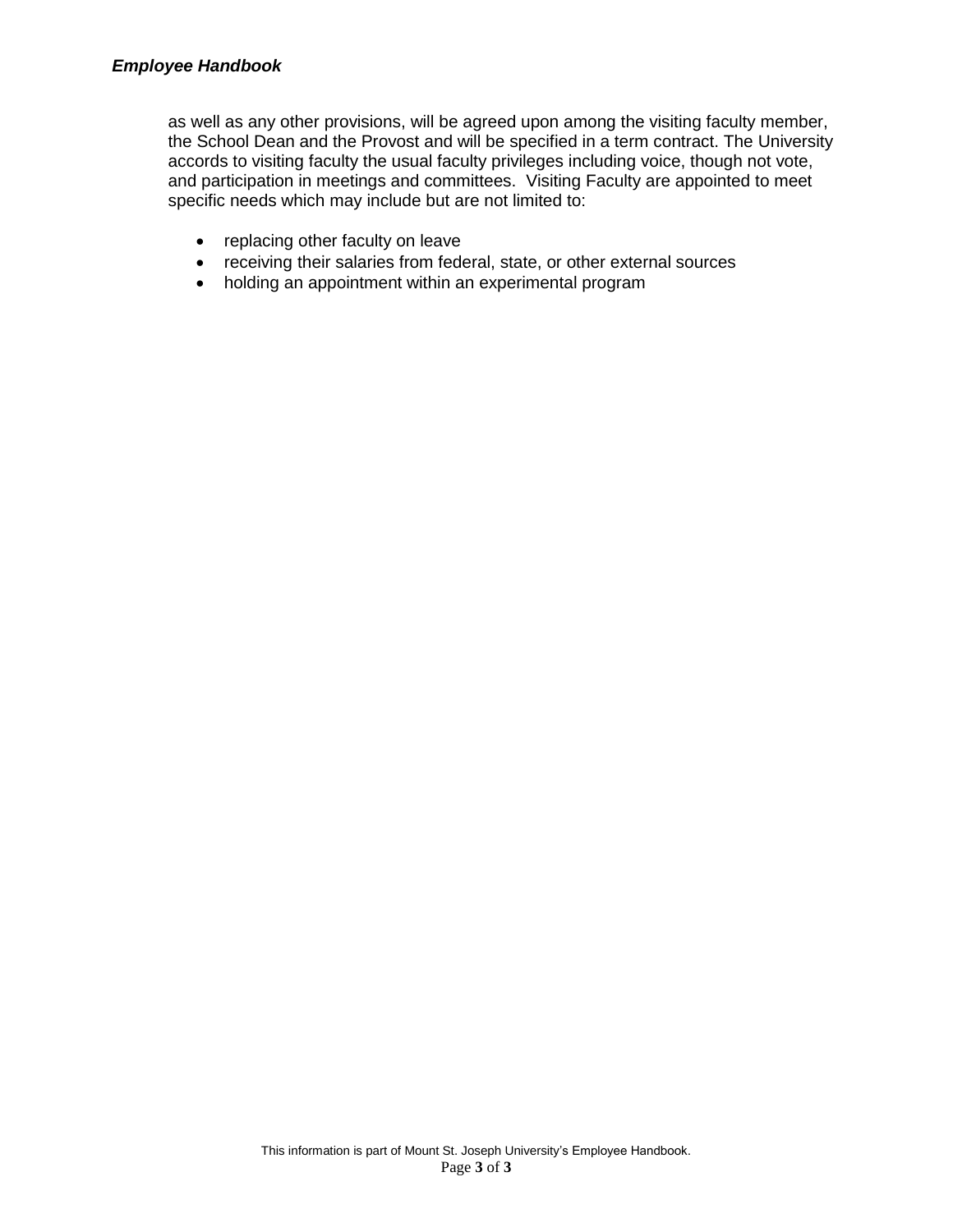as well as any other provisions, will be agreed upon among the visiting faculty member, the School Dean and the Provost and will be specified in a term contract. The University accords to visiting faculty the usual faculty privileges including voice, though not vote, and participation in meetings and committees. Visiting Faculty are appointed to meet specific needs which may include but are not limited to:

- replacing other faculty on leave
- receiving their salaries from federal, state, or other external sources
- holding an appointment within an experimental program